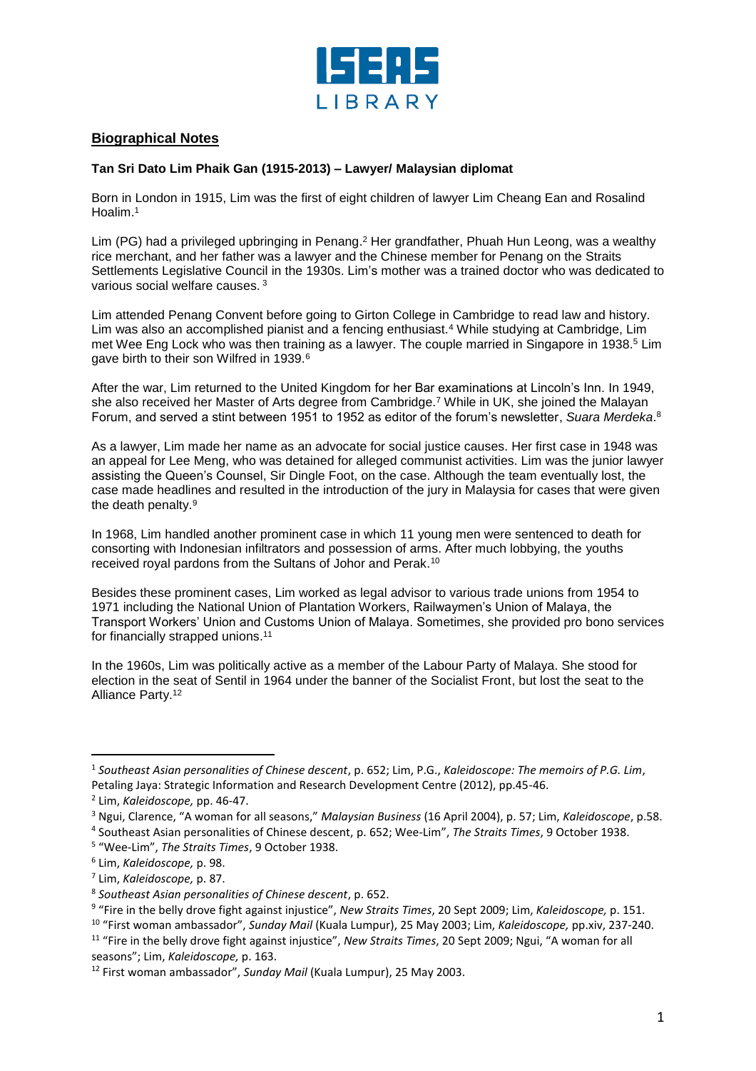## Biographical Notes

**Tan Sri Dato Lim Phaik Gan (1915-2013) – Lawyer/ Malaysian diplomat**

Born in London in 1915, Lim was the first of eight children of lawyer Lim Cheang Ean and Rosalind Hoalim.[1]

Lim (PG) had a privileged upbringing in Penang.[2] Her grandfather, Phuah Hun Leong, was a wealthy rice merchant, and her father was a lawyer and the Chinese member for Penang on the Straits Settlements Legislative Council in the 1930s. Lim's mother was a trained doctor who was dedicated to various social welfare causes.[3]

Lim attended Penang Convent before going to Girton College in Cambridge to read law and history. Lim was also an accomplished pianist and a fencing enthusiast.[4] While studying at Cambridge, Lim met Wee Eng Lock who was then training as a lawyer. The couple married in Singapore in 1938.[5] Lim gave birth to their son Wilfred in 1939.[6]

After the war, Lim returned to the United Kingdom for her Bar examinations at Lincoln's Inn. In 1949, she also received her Master of Arts degree from Cambridge.[7] While in UK, she joined the Malayan Forum, and served a stint between 1951 to 1952 as editor of the forum's newsletter, *Suara Merdeka*.[8]

As a lawyer, Lim made her name as an advocate for social justice causes. Her first case in 1948 was an appeal for Lee Meng, who was detained for alleged communist activities. Lim was the junior lawyer assisting the Queen's Counsel, Sir Dingle Foot, on the case. Although the team eventually lost, the case made headlines and resulted in the introduction of the jury in Malaysia for cases that were given the death penalty.[9]

In 1968, Lim handled another prominent case in which 11 young men were sentenced to death for consorting with Indonesian infiltrators and possession of arms. After much lobbying, the youths received royal pardons from the Sultans of Johor and Perak.[10]

Besides these prominent cases, Lim worked as legal advisor to various trade unions from 1954 to 1971 including the National Union of Plantation Workers, Railwaymen's Union of Malaya, the Transport Workers' Union and Customs Union of Malaya. Sometimes, she provided pro bono services for financially strapped unions.[11]

In the 1960s, Lim was politically active as a member of the Labour Party of Malaya. She stood for election in the seat of Sentil in 1964 under the banner of the Socialist Front, but lost the seat to the Alliance Party.[12]

---

[1] *Southeast Asian personalities of Chinese descent*, p. 652; Lim, P.G., *Kaleidoscope: The memoirs of P.G. Lim*, Petaling Jaya: Strategic Information and Research Development Centre (2012), pp.45-46.

[2] Lim, *Kaleidoscope,* pp. 46-47.

[3] Ngui, Clarence, "A woman for all seasons," *Malaysian Business* (16 April 2004), p. 57; Lim, *Kaleidoscope*, p.58.

[4] Southeast Asian personalities of Chinese descent, p. 652; Wee-Lim", *The Straits Times*, 9 October 1938.

[5] "Wee-Lim", *The Straits Times*, 9 October 1938.

[6] Lim, *Kaleidoscope,* p. 98.

[7] Lim, *Kaleidoscope,* p. 87.

[8] *Southeast Asian personalities of Chinese descent*, p. 652.

[9] "Fire in the belly drove fight against injustice", *New Straits Times*, 20 Sept 2009; Lim, *Kaleidoscope,* p. 151.

[10] "First woman ambassador", *Sunday Mail* (Kuala Lumpur), 25 May 2003; Lim, *Kaleidoscope,* pp.xiv, 237-240.

[11] "Fire in the belly drove fight against injustice", *New Straits Times*, 20 Sept 2009; Ngui, "A woman for all seasons"; Lim, *Kaleidoscope,* p. 163.

[12] First woman ambassador", *Sunday Mail* (Kuala Lumpur), 25 May 2003.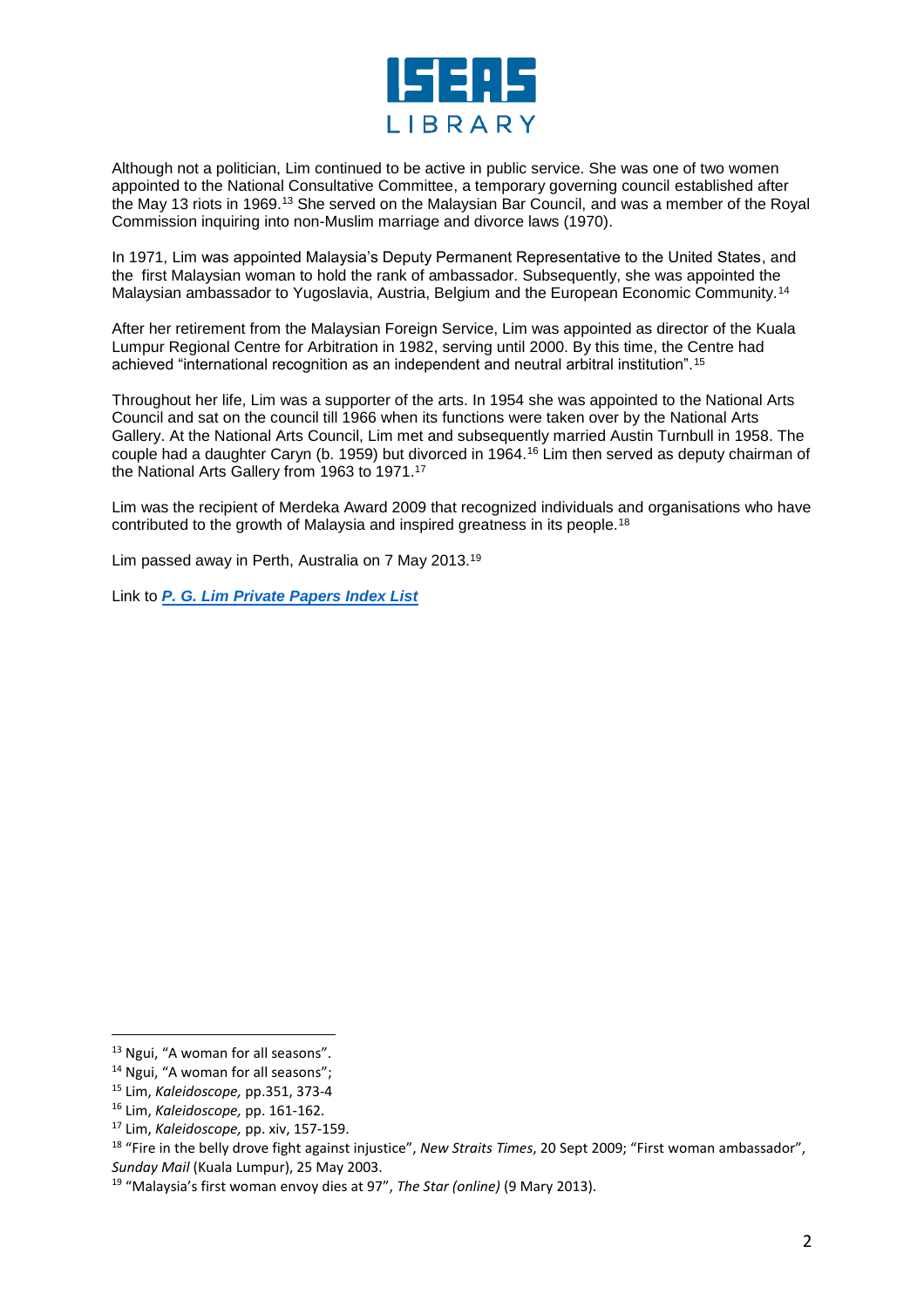Although not a politician, Lim continued to be active in public service. She was one of two women appointed to the National Consultative Committee, a temporary governing council established after the May 13 riots in 1969.[13] She served on the Malaysian Bar Council, and was a member of the Royal Commission inquiring into non-Muslim marriage and divorce laws (1970).

In 1971, Lim was appointed Malaysia's Deputy Permanent Representative to the United States, and the first Malaysian woman to hold the rank of ambassador. Subsequently, she was appointed the Malaysian ambassador to Yugoslavia, Austria, Belgium and the European Economic Community.[14]

After her retirement from the Malaysian Foreign Service, Lim was appointed as director of the Kuala Lumpur Regional Centre for Arbitration in 1982, serving until 2000. By this time, the Centre had achieved "international recognition as an independent and neutral arbitral institution".[15]

Throughout her life, Lim was a supporter of the arts. In 1954 she was appointed to the National Arts Council and sat on the council till 1966 when its functions were taken over by the National Arts Gallery. At the National Arts Council, Lim met and subsequently married Austin Turnbull in 1958. The couple had a daughter Caryn (b. 1959) but divorced in 1964.[16] Lim then served as deputy chairman of the National Arts Gallery from 1963 to 1971.[17]

Lim was the recipient of Merdeka Award 2009 that recognized individuals and organisations who have contributed to the growth of Malaysia and inspired greatness in its people.[18]

Lim passed away in Perth, Australia on 7 May 2013.[19]

Link to ***P. G. Lim Private Papers Index List***

---

[13] Ngui, "A woman for all seasons".

[14] Ngui, "A woman for all seasons";

[15] Lim, *Kaleidoscope,* pp.351, 373-4

[16] Lim, *Kaleidoscope,* pp. 161-162.

[17] Lim, *Kaleidoscope,* pp. xiv, 157-159.

[18] "Fire in the belly drove fight against injustice", *New Straits Times*, 20 Sept 2009; "First woman ambassador", *Sunday Mail* (Kuala Lumpur), 25 May 2003.

[19] "Malaysia's first woman envoy dies at 97", *The Star (online)* (9 Mary 2013).